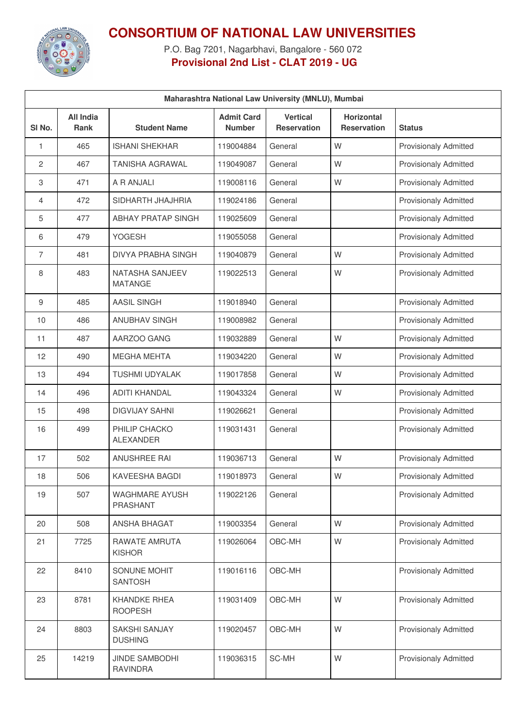# CONSORTIUM OF NATIONAL LAW UNIVERSITIES

P.O. Bag 7201, Nagarbhavi, Bangalore - 560 072

**Provisional 2nd List - CLAT 2019 - UG**

| Maharashtra National Law University (MNLU), Mumbai | | | | | | |
|---|---|---|---|---|---|---|
| **Sl No.** | **All India Rank** | **Student Name** | **Admit Card Number** | **Vertical Reservation** | **Horizontal Reservation** | **Status** |
| 1 | 465 | ISHANI SHEKHAR | 119004884 | General | W | Provisionaly Admitted |
| 2 | 467 | TANISHA AGRAWAL | 119049087 | General | W | Provisionaly Admitted |
| 3 | 471 | A R ANJALI | 119008116 | General | W | Provisionaly Admitted |
| 4 | 472 | SIDHARTH JHAJHRIA | 119024186 | General | | Provisionaly Admitted |
| 5 | 477 | ABHAY PRATAP SINGH | 119025609 | General | | Provisionaly Admitted |
| 6 | 479 | YOGESH | 119055058 | General | | Provisionaly Admitted |
| 7 | 481 | DIVYA PRABHA SINGH | 119040879 | General | W | Provisionaly Admitted |
| 8 | 483 | NATASHA SANJEEV MATANGE | 119022513 | General | W | Provisionaly Admitted |
| 9 | 485 | AASIL SINGH | 119018940 | General | | Provisionaly Admitted |
| 10 | 486 | ANUBHAV SINGH | 119008982 | General | | Provisionaly Admitted |
| 11 | 487 | AARZOO GANG | 119032889 | General | W | Provisionaly Admitted |
| 12 | 490 | MEGHA MEHTA | 119034220 | General | W | Provisionaly Admitted |
| 13 | 494 | TUSHMI UDYALAK | 119017858 | General | W | Provisionaly Admitted |
| 14 | 496 | ADITI KHANDAL | 119043324 | General | W | Provisionaly Admitted |
| 15 | 498 | DIGVIJAY SAHNI | 119026621 | General | | Provisionaly Admitted |
| 16 | 499 | PHILIP CHACKO ALEXANDER | 119031431 | General | | Provisionaly Admitted |
| 17 | 502 | ANUSHREE RAI | 119036713 | General | W | Provisionaly Admitted |
| 18 | 506 | KAVEESHA BAGDI | 119018973 | General | W | Provisionaly Admitted |
| 19 | 507 | WAGHMARE AYUSH PRASHANT | 119022126 | General | | Provisionaly Admitted |
| 20 | 508 | ANSHA BHAGAT | 119003354 | General | W | Provisionaly Admitted |
| 21 | 7725 | RAWATE AMRUTA KISHOR | 119026064 | OBC-MH | W | Provisionaly Admitted |
| 22 | 8410 | SONUNE MOHIT SANTOSH | 119016116 | OBC-MH | | Provisionaly Admitted |
| 23 | 8781 | KHANDKE RHEA ROOPESH | 119031409 | OBC-MH | W | Provisionaly Admitted |
| 24 | 8803 | SAKSHI SANJAY DUSHING | 119020457 | OBC-MH | W | Provisionaly Admitted |
| 25 | 14219 | JINDE SAMBODHI RAVINDRA | 119036315 | SC-MH | W | Provisionaly Admitted |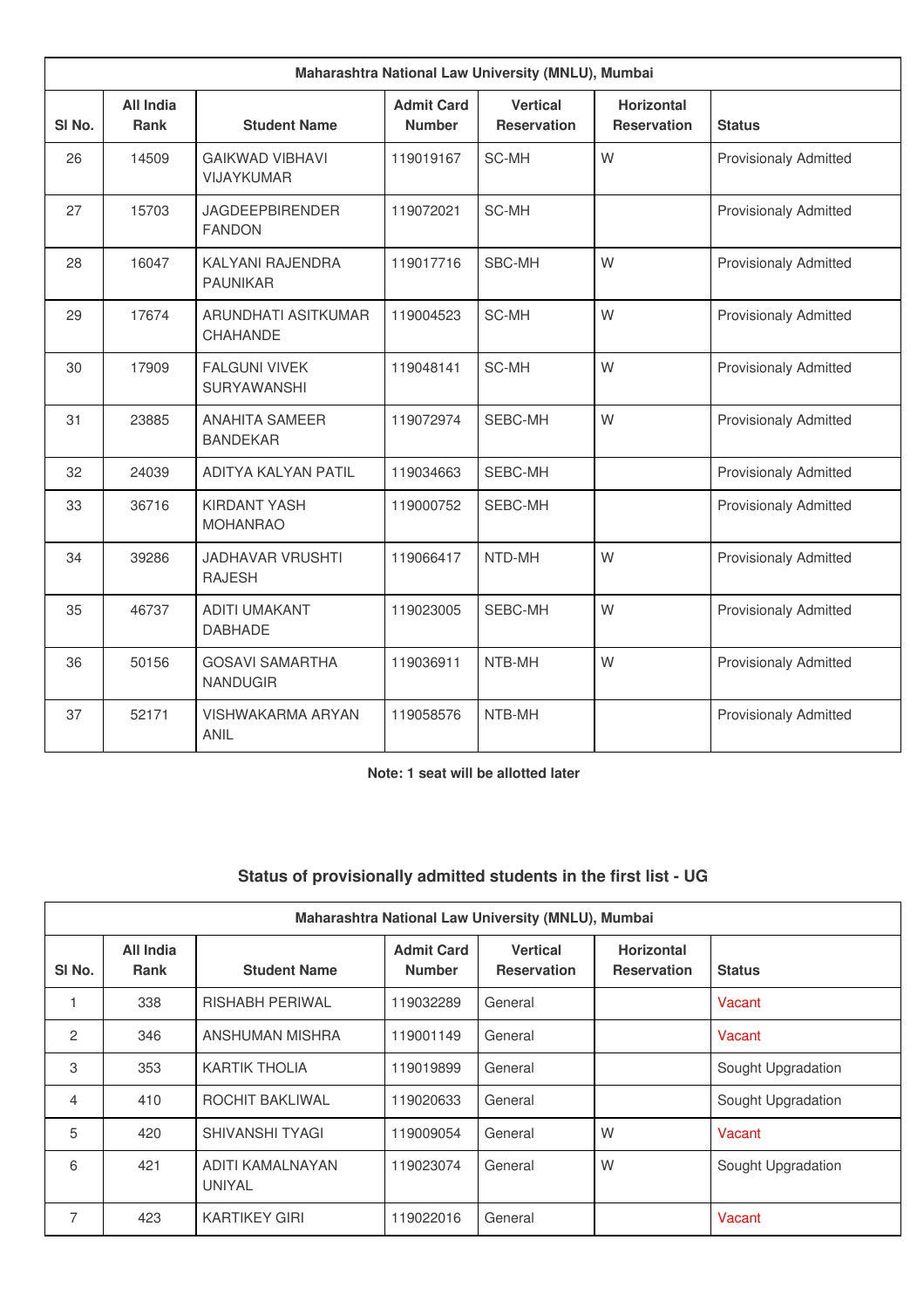| Maharashtra National Law University (MNLU), Mumbai | | | | | | |
|---|---|---|---|---|---|---|
| Sl No. | All India Rank | Student Name | Admit Card Number | Vertical Reservation | Horizontal Reservation | Status |
| 26 | 14509 | GAIKWAD VIBHAVI VIJAYKUMAR | 119019167 | SC-MH | W | Provisionaly Admitted |
| 27 | 15703 | JAGDEEPBIRENDER FANDON | 119072021 | SC-MH | | Provisionaly Admitted |
| 28 | 16047 | KALYANI RAJENDRA PAUNIKAR | 119017716 | SBC-MH | W | Provisionaly Admitted |
| 29 | 17674 | ARUNDHATI ASITKUMAR CHAHANDE | 119004523 | SC-MH | W | Provisionaly Admitted |
| 30 | 17909 | FALGUNI VIVEK SURYAWANSHI | 119048141 | SC-MH | W | Provisionaly Admitted |
| 31 | 23885 | ANAHITA SAMEER BANDEKAR | 119072974 | SEBC-MH | W | Provisionaly Admitted |
| 32 | 24039 | ADITYA KALYAN PATIL | 119034663 | SEBC-MH | | Provisionaly Admitted |
| 33 | 36716 | KIRDANT YASH MOHANRAO | 119000752 | SEBC-MH | | Provisionaly Admitted |
| 34 | 39286 | JADHAVAR VRUSHTI RAJESH | 119066417 | NTD-MH | W | Provisionaly Admitted |
| 35 | 46737 | ADITI UMAKANT DABHADE | 119023005 | SEBC-MH | W | Provisionaly Admitted |
| 36 | 50156 | GOSAVI SAMARTHA NANDUGIR | 119036911 | NTB-MH | W | Provisionaly Admitted |
| 37 | 52171 | VISHWAKARMA ARYAN ANIL | 119058576 | NTB-MH | | Provisionaly Admitted |

**Note: 1 seat will be allotted later**

## Status of provisionally admitted students in the first list - UG

| Maharashtra National Law University (MNLU), Mumbai | | | | | | |
|---|---|---|---|---|---|---|
| Sl No. | All India Rank | Student Name | Admit Card Number | Vertical Reservation | Horizontal Reservation | Status |
| 1 | 338 | RISHABH PERIWAL | 119032289 | General | | Vacant |
| 2 | 346 | ANSHUMAN MISHRA | 119001149 | General | | Vacant |
| 3 | 353 | KARTIK THOLIA | 119019899 | General | | Sought Upgradation |
| 4 | 410 | ROCHIT BAKLIWAL | 119020633 | General | | Sought Upgradation |
| 5 | 420 | SHIVANSHI TYAGI | 119009054 | General | W | Vacant |
| 6 | 421 | ADITI KAMALNAYAN UNIYAL | 119023074 | General | W | Sought Upgradation |
| 7 | 423 | KARTIKEY GIRI | 119022016 | General | | Vacant |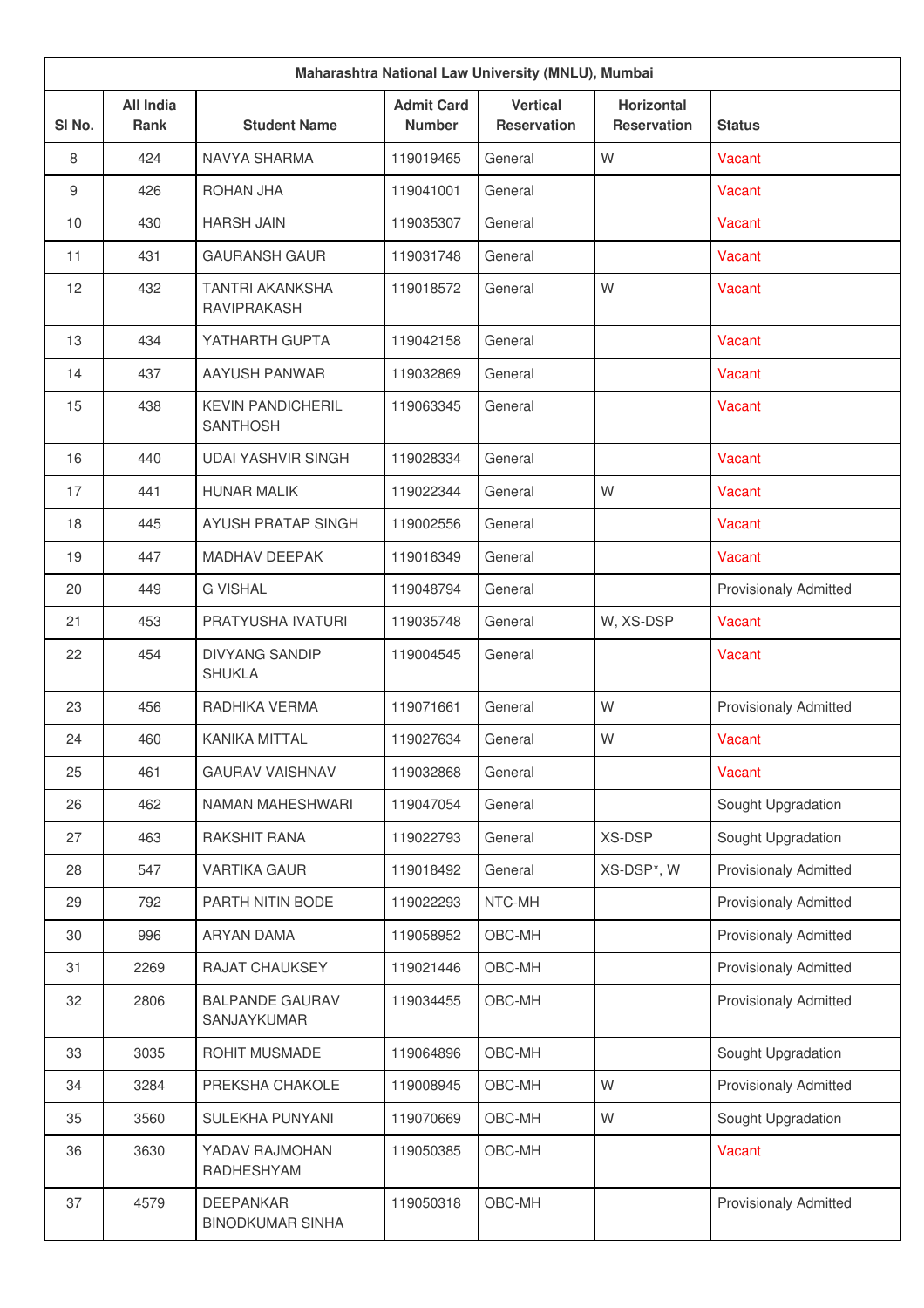| Maharashtra National Law University (MNLU), Mumbai | | | | | | |
|---|---|---|---|---|---|---|
| Sl No. | All India Rank | Student Name | Admit Card Number | Vertical Reservation | Horizontal Reservation | Status |
| 8 | 424 | NAVYA SHARMA | 119019465 | General | W | Vacant |
| 9 | 426 | ROHAN JHA | 119041001 | General | | Vacant |
| 10 | 430 | HARSH JAIN | 119035307 | General | | Vacant |
| 11 | 431 | GAURANSH GAUR | 119031748 | General | | Vacant |
| 12 | 432 | TANTRI AKANKSHA RAVIPRAKASH | 119018572 | General | W | Vacant |
| 13 | 434 | YATHARTH GUPTA | 119042158 | General | | Vacant |
| 14 | 437 | AAYUSH PANWAR | 119032869 | General | | Vacant |
| 15 | 438 | KEVIN PANDICHERIL SANTHOSH | 119063345 | General | | Vacant |
| 16 | 440 | UDAI YASHVIR SINGH | 119028334 | General | | Vacant |
| 17 | 441 | HUNAR MALIK | 119022344 | General | W | Vacant |
| 18 | 445 | AYUSH PRATAP SINGH | 119002556 | General | | Vacant |
| 19 | 447 | MADHAV DEEPAK | 119016349 | General | | Vacant |
| 20 | 449 | G VISHAL | 119048794 | General | | Provisionaly Admitted |
| 21 | 453 | PRATYUSHA IVATURI | 119035748 | General | W, XS-DSP | Vacant |
| 22 | 454 | DIVYANG SANDIP SHUKLA | 119004545 | General | | Vacant |
| 23 | 456 | RADHIKA VERMA | 119071661 | General | W | Provisionaly Admitted |
| 24 | 460 | KANIKA MITTAL | 119027634 | General | W | Vacant |
| 25 | 461 | GAURAV VAISHNAV | 119032868 | General | | Vacant |
| 26 | 462 | NAMAN MAHESHWARI | 119047054 | General | | Sought Upgradation |
| 27 | 463 | RAKSHIT RANA | 119022793 | General | XS-DSP | Sought Upgradation |
| 28 | 547 | VARTIKA GAUR | 119018492 | General | XS-DSP*, W | Provisionaly Admitted |
| 29 | 792 | PARTH NITIN BODE | 119022293 | NTC-MH | | Provisionaly Admitted |
| 30 | 996 | ARYAN DAMA | 119058952 | OBC-MH | | Provisionaly Admitted |
| 31 | 2269 | RAJAT CHAUKSEY | 119021446 | OBC-MH | | Provisionaly Admitted |
| 32 | 2806 | BALPANDE GAURAV SANJAYKUMAR | 119034455 | OBC-MH | | Provisionaly Admitted |
| 33 | 3035 | ROHIT MUSMADE | 119064896 | OBC-MH | | Sought Upgradation |
| 34 | 3284 | PREKSHA CHAKOLE | 119008945 | OBC-MH | W | Provisionaly Admitted |
| 35 | 3560 | SULEKHA PUNYANI | 119070669 | OBC-MH | W | Sought Upgradation |
| 36 | 3630 | YADAV RAJMOHAN RADHESHYAM | 119050385 | OBC-MH | | Vacant |
| 37 | 4579 | DEEPANKAR BINODKUMAR SINHA | 119050318 | OBC-MH | | Provisionaly Admitted |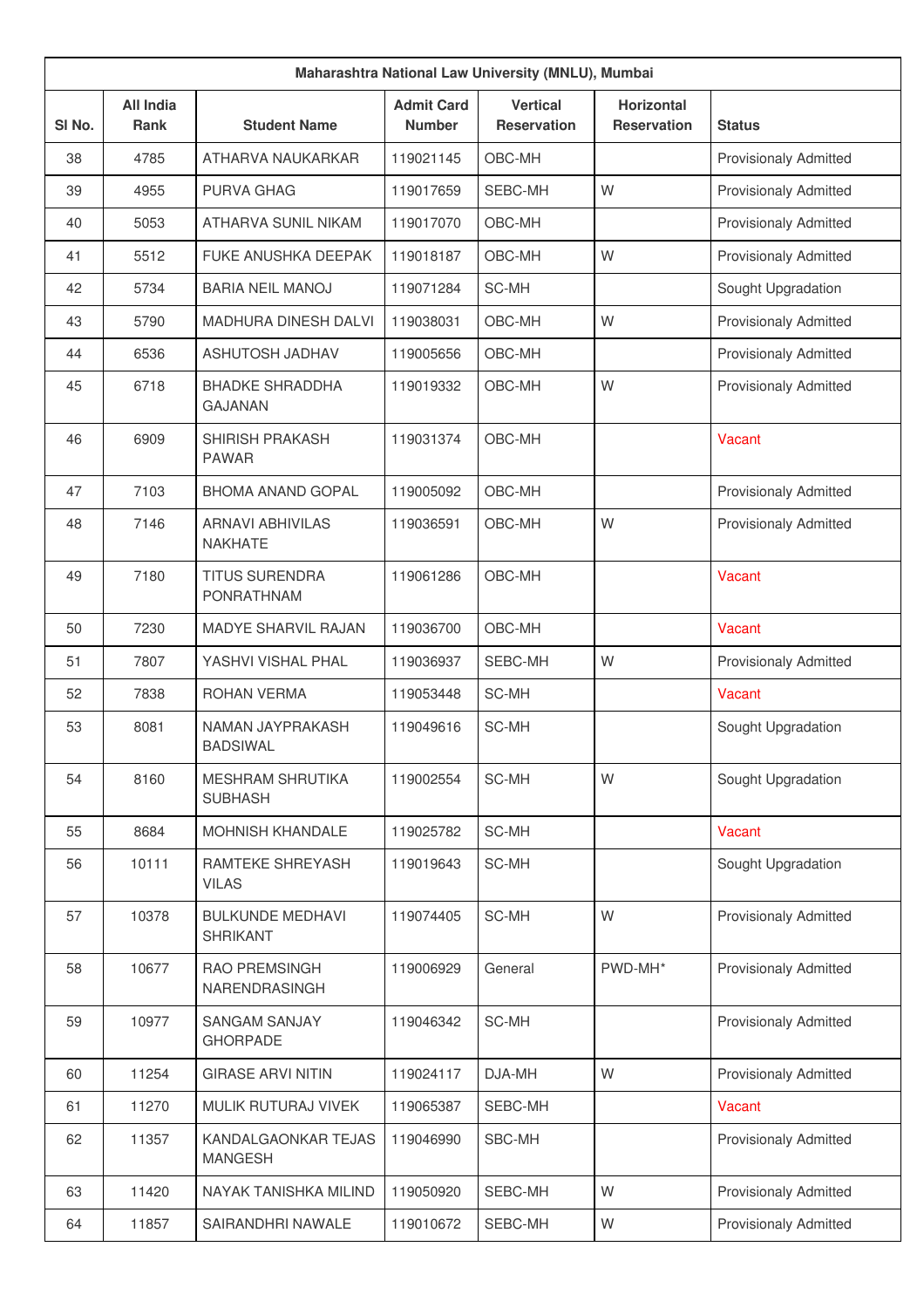| Maharashtra National Law University (MNLU), Mumbai | | | | | | |
|---|---|---|---|---|---|---|
| Sl No. | All India Rank | Student Name | Admit Card Number | Vertical Reservation | Horizontal Reservation | Status |
| 38 | 4785 | ATHARVA NAUKARKAR | 119021145 | OBC-MH | | Provisionaly Admitted |
| 39 | 4955 | PURVA GHAG | 119017659 | SEBC-MH | W | Provisionaly Admitted |
| 40 | 5053 | ATHARVA SUNIL NIKAM | 119017070 | OBC-MH | | Provisionaly Admitted |
| 41 | 5512 | FUKE ANUSHKA DEEPAK | 119018187 | OBC-MH | W | Provisionaly Admitted |
| 42 | 5734 | BARIA NEIL MANOJ | 119071284 | SC-MH | | Sought Upgradation |
| 43 | 5790 | MADHURA DINESH DALVI | 119038031 | OBC-MH | W | Provisionaly Admitted |
| 44 | 6536 | ASHUTOSH JADHAV | 119005656 | OBC-MH | | Provisionaly Admitted |
| 45 | 6718 | BHADKE SHRADDHA GAJANAN | 119019332 | OBC-MH | W | Provisionaly Admitted |
| 46 | 6909 | SHIRISH PRAKASH PAWAR | 119031374 | OBC-MH | | Vacant |
| 47 | 7103 | BHOMA ANAND GOPAL | 119005092 | OBC-MH | | Provisionaly Admitted |
| 48 | 7146 | ARNAVI ABHIVILAS NAKHATE | 119036591 | OBC-MH | W | Provisionaly Admitted |
| 49 | 7180 | TITUS SURENDRA PONRATHNAM | 119061286 | OBC-MH | | Vacant |
| 50 | 7230 | MADYE SHARVIL RAJAN | 119036700 | OBC-MH | | Vacant |
| 51 | 7807 | YASHVI VISHAL PHAL | 119036937 | SEBC-MH | W | Provisionaly Admitted |
| 52 | 7838 | ROHAN VERMA | 119053448 | SC-MH | | Vacant |
| 53 | 8081 | NAMAN JAYPRAKASH BADSIWAL | 119049616 | SC-MH | | Sought Upgradation |
| 54 | 8160 | MESHRAM SHRUTIKA SUBHASH | 119002554 | SC-MH | W | Sought Upgradation |
| 55 | 8684 | MOHNISH KHANDALE | 119025782 | SC-MH | | Vacant |
| 56 | 10111 | RAMTEKE SHREYASH VILAS | 119019643 | SC-MH | | Sought Upgradation |
| 57 | 10378 | BULKUNDE MEDHAVI SHRIKANT | 119074405 | SC-MH | W | Provisionaly Admitted |
| 58 | 10677 | RAO PREMSINGH NARENDRASINGH | 119006929 | General | PWD-MH* | Provisionaly Admitted |
| 59 | 10977 | SANGAM SANJAY GHORPADE | 119046342 | SC-MH | | Provisionaly Admitted |
| 60 | 11254 | GIRASE ARVI NITIN | 119024117 | DJA-MH | W | Provisionaly Admitted |
| 61 | 11270 | MULIK RUTURAJ VIVEK | 119065387 | SEBC-MH | | Vacant |
| 62 | 11357 | KANDALGAONKAR TEJAS MANGESH | 119046990 | SBC-MH | | Provisionaly Admitted |
| 63 | 11420 | NAYAK TANISHKA MILIND | 119050920 | SEBC-MH | W | Provisionaly Admitted |
| 64 | 11857 | SAIRANDHRI NAWALE | 119010672 | SEBC-MH | W | Provisionaly Admitted |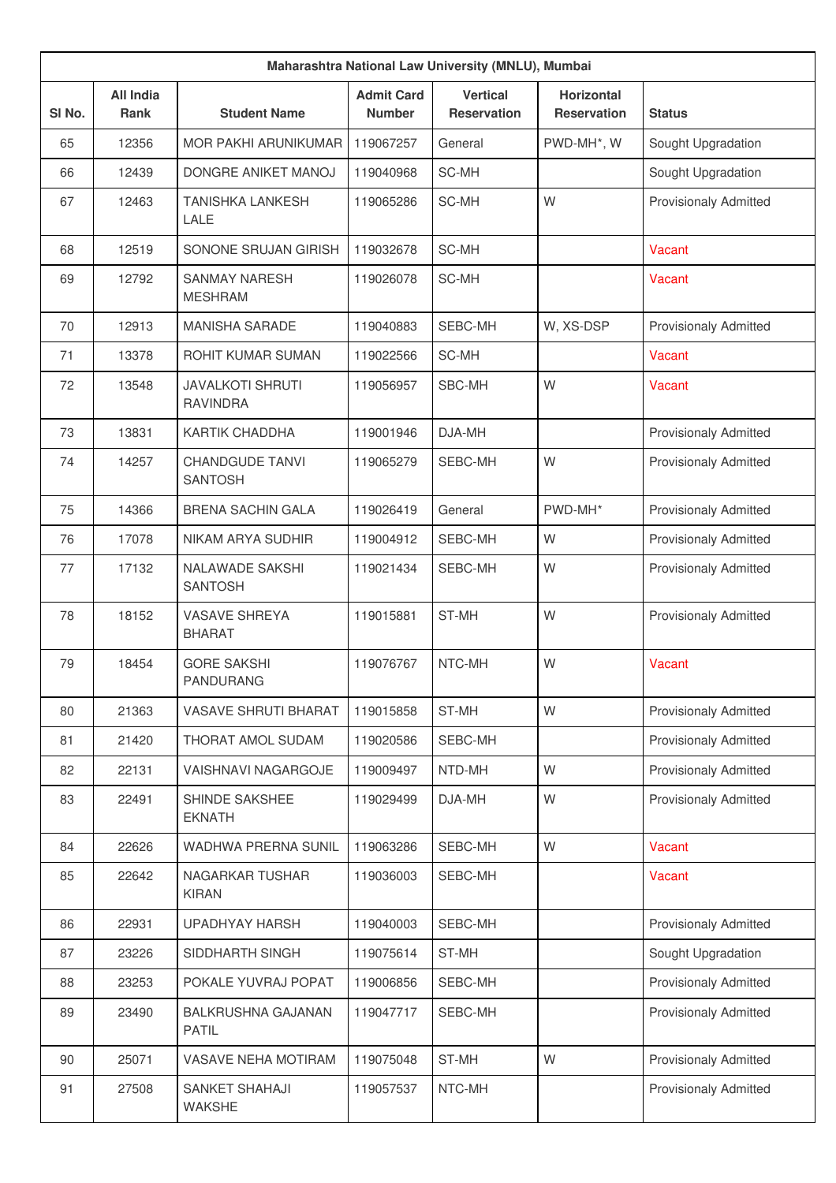| Maharashtra National Law University (MNLU), Mumbai | | | | | | |
|---|---|---|---|---|---|---|
| Sl No. | All India Rank | Student Name | Admit Card Number | Vertical Reservation | Horizontal Reservation | Status |
| 65 | 12356 | MOR PAKHI ARUNIKUMAR | 119067257 | General | PWD-MH*, W | Sought Upgradation |
| 66 | 12439 | DONGRE ANIKET MANOJ | 119040968 | SC-MH | | Sought Upgradation |
| 67 | 12463 | TANISHKA LANKESH LALE | 119065286 | SC-MH | W | Provisionaly Admitted |
| 68 | 12519 | SONONE SRUJAN GIRISH | 119032678 | SC-MH | | Vacant |
| 69 | 12792 | SANMAY NARESH MESHRAM | 119026078 | SC-MH | | Vacant |
| 70 | 12913 | MANISHA SARADE | 119040883 | SEBC-MH | W, XS-DSP | Provisionaly Admitted |
| 71 | 13378 | ROHIT KUMAR SUMAN | 119022566 | SC-MH | | Vacant |
| 72 | 13548 | JAVALKOTI SHRUTI RAVINDRA | 119056957 | SBC-MH | W | Vacant |
| 73 | 13831 | KARTIK CHADDHA | 119001946 | DJA-MH | | Provisionaly Admitted |
| 74 | 14257 | CHANDGUDE TANVI SANTOSH | 119065279 | SEBC-MH | W | Provisionaly Admitted |
| 75 | 14366 | BRENA SACHIN GALA | 119026419 | General | PWD-MH* | Provisionaly Admitted |
| 76 | 17078 | NIKAM ARYA SUDHIR | 119004912 | SEBC-MH | W | Provisionaly Admitted |
| 77 | 17132 | NALAWADE SAKSHI SANTOSH | 119021434 | SEBC-MH | W | Provisionaly Admitted |
| 78 | 18152 | VASAVE SHREYA BHARAT | 119015881 | ST-MH | W | Provisionaly Admitted |
| 79 | 18454 | GORE SAKSHI PANDURANG | 119076767 | NTC-MH | W | Vacant |
| 80 | 21363 | VASAVE SHRUTI BHARAT | 119015858 | ST-MH | W | Provisionaly Admitted |
| 81 | 21420 | THORAT AMOL SUDAM | 119020586 | SEBC-MH | | Provisionaly Admitted |
| 82 | 22131 | VAISHNAVI NAGARGOJE | 119009497 | NTD-MH | W | Provisionaly Admitted |
| 83 | 22491 | SHINDE SAKSHEE EKNATH | 119029499 | DJA-MH | W | Provisionaly Admitted |
| 84 | 22626 | WADHWA PRERNA SUNIL | 119063286 | SEBC-MH | W | Vacant |
| 85 | 22642 | NAGARKAR TUSHAR KIRAN | 119036003 | SEBC-MH | | Vacant |
| 86 | 22931 | UPADHYAY HARSH | 119040003 | SEBC-MH | | Provisionaly Admitted |
| 87 | 23226 | SIDDHARTH SINGH | 119075614 | ST-MH | | Sought Upgradation |
| 88 | 23253 | POKALE YUVRAJ POPAT | 119006856 | SEBC-MH | | Provisionaly Admitted |
| 89 | 23490 | BALKRUSHNA GAJANAN PATIL | 119047717 | SEBC-MH | | Provisionaly Admitted |
| 90 | 25071 | VASAVE NEHA MOTIRAM | 119075048 | ST-MH | W | Provisionaly Admitted |
| 91 | 27508 | SANKET SHAHAJI WAKSHE | 119057537 | NTC-MH | | Provisionaly Admitted |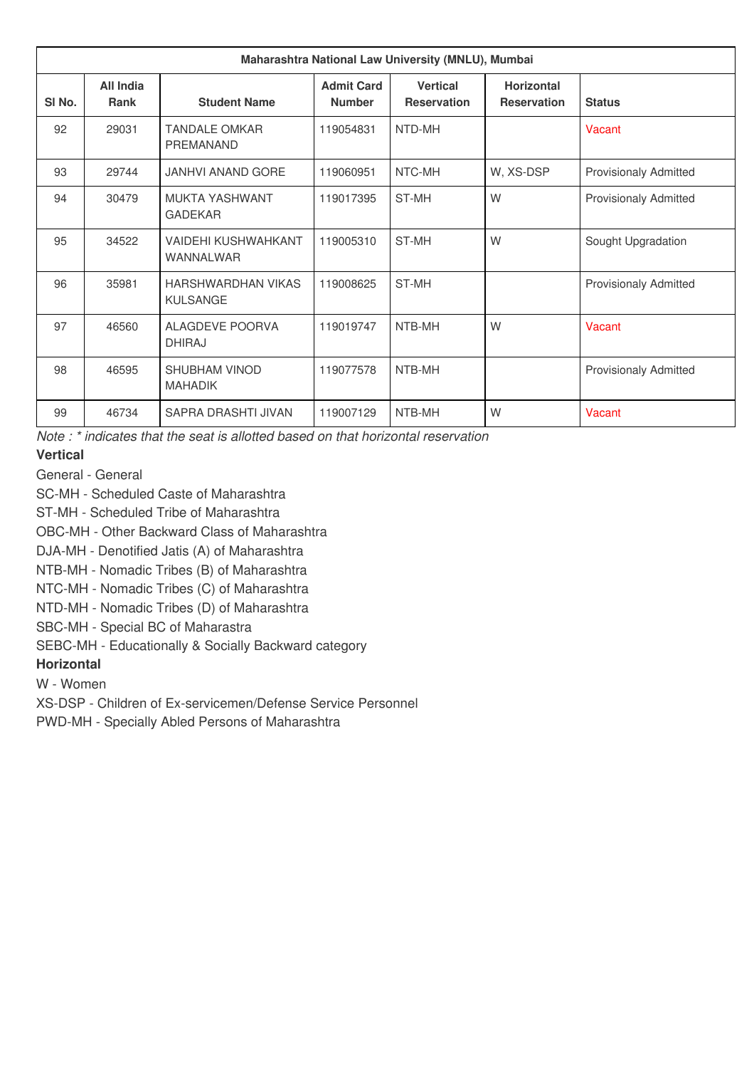| Maharashtra National Law University (MNLU), Mumbai | | | | | | |
|---|---|---|---|---|---|---|
| Sl No. | All India Rank | Student Name | Admit Card Number | Vertical Reservation | Horizontal Reservation | Status |
| 92 | 29031 | TANDALE OMKAR PREMANAND | 119054831 | NTD-MH | | Vacant |
| 93 | 29744 | JANHVI ANAND GORE | 119060951 | NTC-MH | W, XS-DSP | Provisionaly Admitted |
| 94 | 30479 | MUKTA YASHWANT GADEKAR | 119017395 | ST-MH | W | Provisionaly Admitted |
| 95 | 34522 | VAIDEHI KUSHWAHKANT WANNALWAR | 119005310 | ST-MH | W | Sought Upgradation |
| 96 | 35981 | HARSHWARDHAN VIKAS KULSANGE | 119008625 | ST-MH | | Provisionaly Admitted |
| 97 | 46560 | ALAGDEVE POORVA DHIRAJ | 119019747 | NTB-MH | W | Vacant |
| 98 | 46595 | SHUBHAM VINOD MAHADIK | 119077578 | NTB-MH | | Provisionaly Admitted |
| 99 | 46734 | SAPRA DRASHTI JIVAN | 119007129 | NTB-MH | W | Vacant |

*Note : * indicates that the seat is allotted based on that horizontal reservation*

**Vertical**

General - General

SC-MH - Scheduled Caste of Maharashtra

ST-MH - Scheduled Tribe of Maharashtra

OBC-MH - Other Backward Class of Maharashtra

DJA-MH - Denotified Jatis (A) of Maharashtra

NTB-MH - Nomadic Tribes (B) of Maharashtra

NTC-MH - Nomadic Tribes (C) of Maharashtra

NTD-MH - Nomadic Tribes (D) of Maharashtra

SBC-MH - Special BC of Maharastra

SEBC-MH - Educationally & Socially Backward category

**Horizontal**

W - Women

XS-DSP - Children of Ex-servicemen/Defense Service Personnel

PWD-MH - Specially Abled Persons of Maharashtra